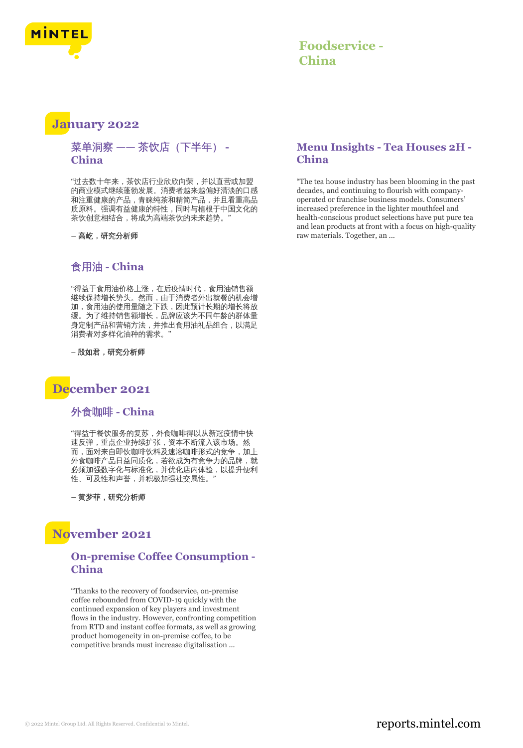# Foodservice - China

## January 2022

### 菜单洞察 —— 茶饮店（下半年） - China

“过去数十年来，茶饮店行业欣欣向荣，并以直营或加盟的商业模式继续蓬勃发展。消费者越来越偏好清淡的口感和注重健康的产品，青睐纯茶和精简产品，并且看重高品质原料。强调有益健康的特性，同时与植根于中国文化的茶饮创意相结合，将成为高端茶饮的未来趋势。”

**– 高屹，研究分析师**

### 食用油 - China

“得益于食用油价格上涨，在后疫情时代，食用油销售额继续保持增长势头。然而，由于消费者外出就餐的机会增加，食用油的使用量随之下跌，因此预计长期的增长将放缓。为了维持销售额增长，品牌应该为不同年龄的群体量身定制产品和营销方法，并推出食用油礼品组合，以满足消费者对多样化油种的需求。”

**– 殷如君，研究分析师**

### Menu Insights - Tea Houses 2H - China

“The tea house industry has been blooming in the past decades, and continuing to flourish with company-operated or franchise business models. Consumers' increased preference in the lighter mouthfeel and health-conscious product selections have put pure tea and lean products at front with a focus on high-quality raw materials. Together, an ...

## December 2021

### 外食咖啡 - China

“得益于餐饮服务的复苏，外食咖啡得以从新冠疫情中快速反弹，重点企业持续扩张，资本不断流入该市场。然而，面对来自即饮咖啡饮料及速溶咖啡形式的竞争，加上外食咖啡产品日益同质化，若欲成为有竞争力的品牌，就必须加强数字化与标准化，并优化店内体验，以提升便利性、可及性和声誉，并积极加强社交属性。”

**– 黄梦菲，研究分析师**

## November 2021

### On-premise Coffee Consumption - China

“Thanks to the recovery of foodservice, on-premise coffee rebounded from COVID-19 quickly with the continued expansion of key players and investment flows in the industry. However, confronting competition from RTD and instant coffee formats, as well as growing product homogeneity in on-premise coffee, to be competitive brands must increase digitalisation ...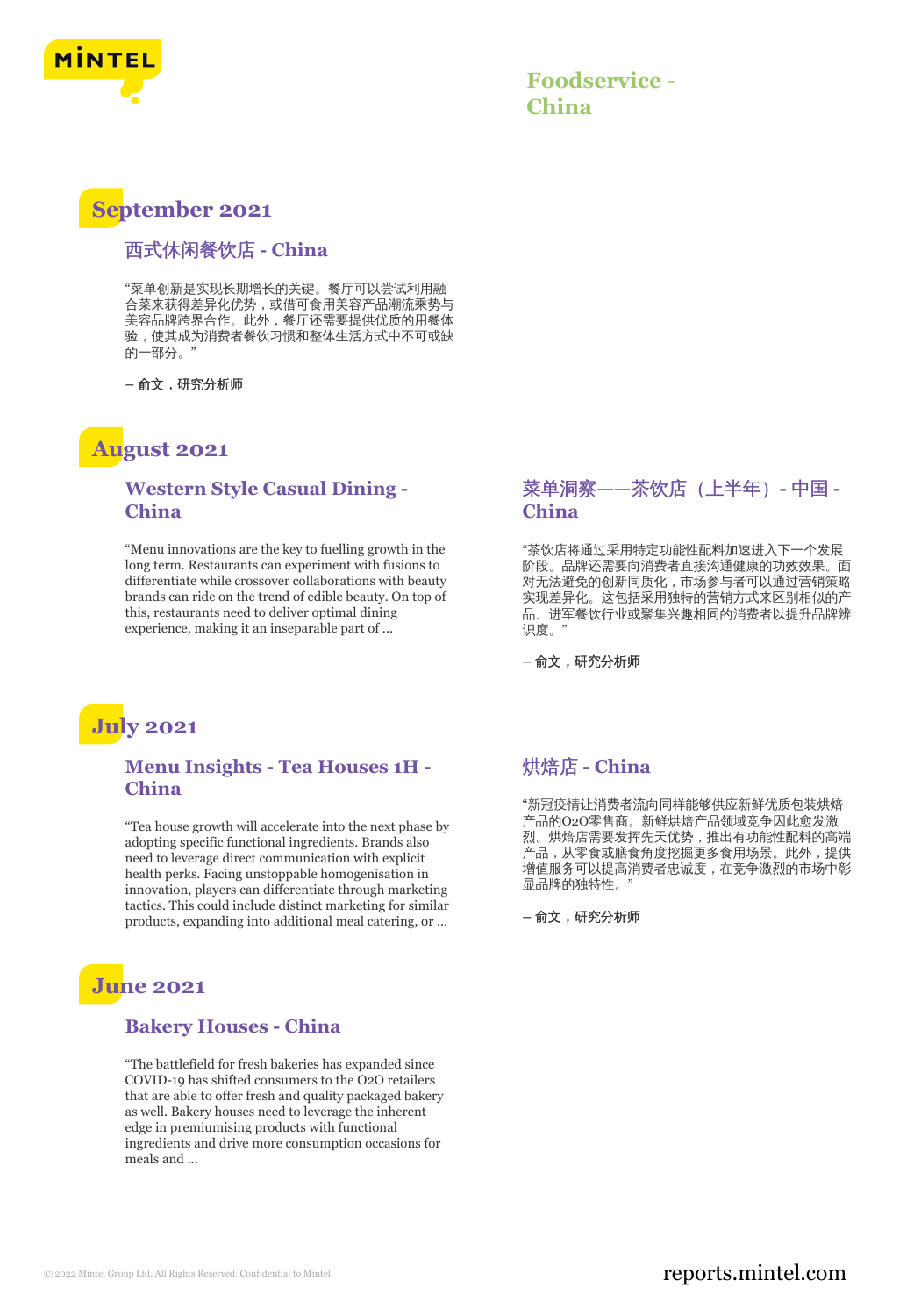# Foodservice - China

## September 2021

### 西式休闲餐饮店 - China

"菜单创新是实现长期增长的关键。餐厅可以尝试利用融合菜来获得差异化优势，或借可食用美容产品潮流乘势与美容品牌跨界合作。此外，餐厅还需要提供优质的用餐体验，使其成为消费者餐饮习惯和整体生活方式中不可或缺的一部分。"

– 俞文，研究分析师

## August 2021

### Western Style Casual Dining - China

"Menu innovations are the key to fuelling growth in the long term. Restaurants can experiment with fusions to differentiate while crossover collaborations with beauty brands can ride on the trend of edible beauty. On top of this, restaurants need to deliver optimal dining experience, making it an inseparable part of ...

### 菜单洞察——茶饮店（上半年）- 中国 - China

"茶饮店将通过采用特定功能性配料加速进入下一个发展阶段。品牌还需要向消费者直接沟通健康的功效效果。面对无法避免的创新同质化，市场参与者可以通过营销策略实现差异化。这包括采用独特的营销方式来区别相似的产品、进军餐饮行业或聚集兴趣相同的消费者以提升品牌辨识度。"

– 俞文，研究分析师

## July 2021

### Menu Insights - Tea Houses 1H - China

"Tea house growth will accelerate into the next phase by adopting specific functional ingredients. Brands also need to leverage direct communication with explicit health perks. Facing unstoppable homogenisation in innovation, players can differentiate through marketing tactics. This could include distinct marketing for similar products, expanding into additional meal catering, or ...

### 烘焙店 - China

"新冠疫情让消费者流向同样能够供应新鲜优质包装烘焙产品的O2O零售商。新鲜烘焙产品领域竞争因此愈发激烈。烘焙店需要发挥先天优势，推出有功能性配料的高端产品，从零食或膳食角度挖掘更多食用场景。此外，提供增值服务可以提高消费者忠诚度，在竞争激烈的市场中彰显品牌的独特性。"

– 俞文，研究分析师

## June 2021

### Bakery Houses - China

"The battlefield for fresh bakeries has expanded since COVID-19 has shifted consumers to the O2O retailers that are able to offer fresh and quality packaged bakery as well. Bakery houses need to leverage the inherent edge in premiumising products with functional ingredients and drive more consumption occasions for meals and ...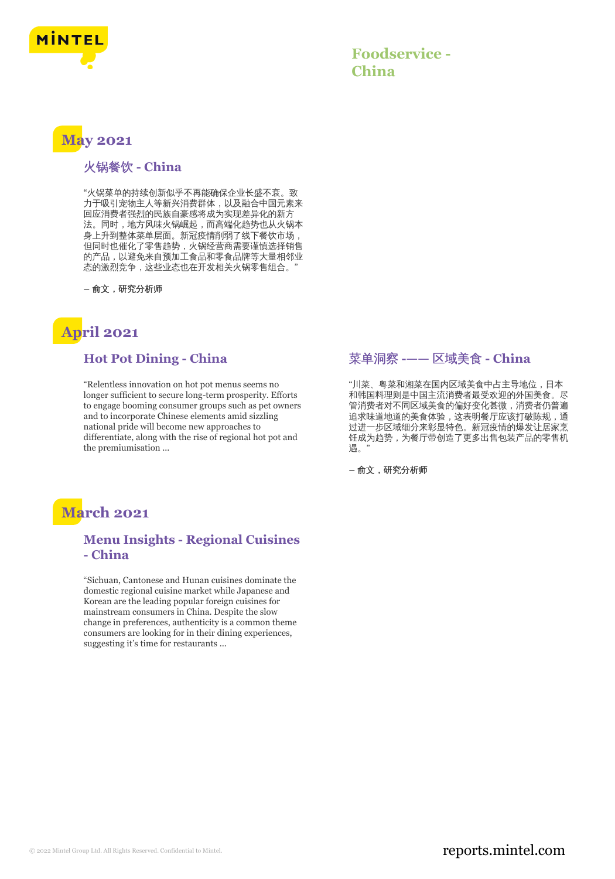# Foodservice - China

## May 2021

### 火锅餐饮 - China

“火锅菜单的持续创新似乎不再能确保企业长盛不衰。致力于吸引宠物主人等新兴消费群体，以及融合中国元素来回应消费者强烈的民族自豪感将成为实现差异化的新方法。同时，地方风味火锅崛起，而高端化趋势也从火锅本身上升到整体菜单层面。新冠疫情削弱了线下餐饮市场，但同时也催化了零售趋势，火锅经营商需要谨慎选择销售的产品，以避免来自预加工食品和零食品牌等大量相邻业态的激烈竞争，这些业态也在开发相关火锅零售组合。”

– 俞文，研究分析师

## April 2021

### Hot Pot Dining - China

“Relentless innovation on hot pot menus seems no longer sufficient to secure long-term prosperity. Efforts to engage booming consumer groups such as pet owners and to incorporate Chinese elements amid sizzling national pride will become new approaches to differentiate, along with the rise of regional hot pot and the premiumisation ...

### 菜单洞察 -—— 区域美食 - China

“川菜、粤菜和湘菜在国内区域美食中占主导地位，日本和韩国料理则是中国主流消费者最受欢迎的外国美食。尽管消费者对不同区域美食的偏好变化甚微，消费者仍普遍追求味道地道的美食体验，这表明餐厅应该打破陈规，通过进一步区域细分来彰显特色。新冠疫情的爆发让居家烹饪成为趋势，为餐厅带来创造了更多出售包装产品的零售机遇。”

– 俞文，研究分析师

## March 2021

### Menu Insights - Regional Cuisines - China

“Sichuan, Cantonese and Hunan cuisines dominate the domestic regional cuisine market while Japanese and Korean are the leading popular foreign cuisines for mainstream consumers in China. Despite the slow change in preferences, authenticity is a common theme consumers are looking for in their dining experiences, suggesting it’s time for restaurants ...